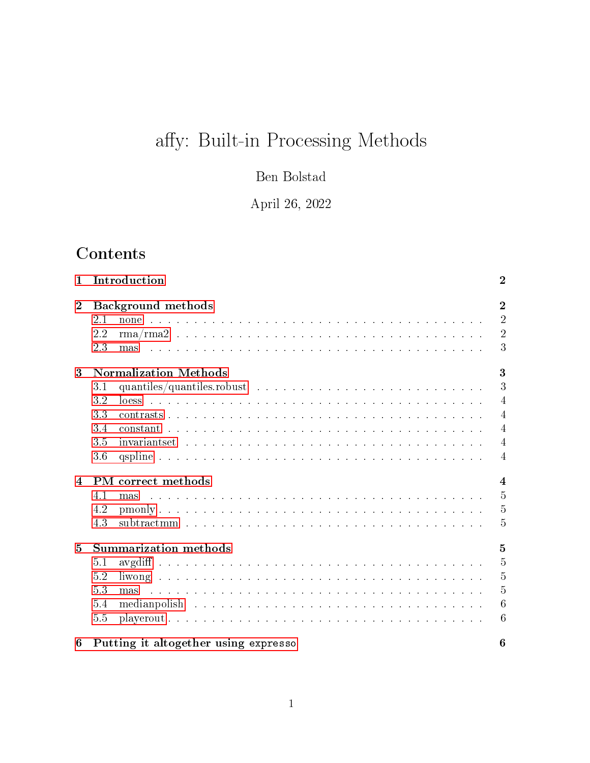# affy: Built-in Processing Methods

Ben Bolstad

April 26, 2022

## Contents

1 Introduction — 2

2 Background methods — 2
- 2.1 none — 2
- 2.2 rma/rma2 — 2
- 2.3 mas — 3

3 Normalization Methods — 3
- 3.1 quantiles/quantiles.robust — 3
- 3.2 loess — 4
- 3.3 contrasts — 4
- 3.4 constant — 4
- 3.5 invariantset — 4
- 3.6 qspline — 4

4 PM correct methods — 4
- 4.1 mas — 5
- 4.2 pmonly — 5
- 4.3 subtractmm — 5

5 Summarization methods — 5
- 5.1 avgdiff — 5
- 5.2 liwong — 5
- 5.3 mas — 5
- 5.4 medianpolish — 6
- 5.5 playerout — 6

6 Putting it altogether using `expresso` — 6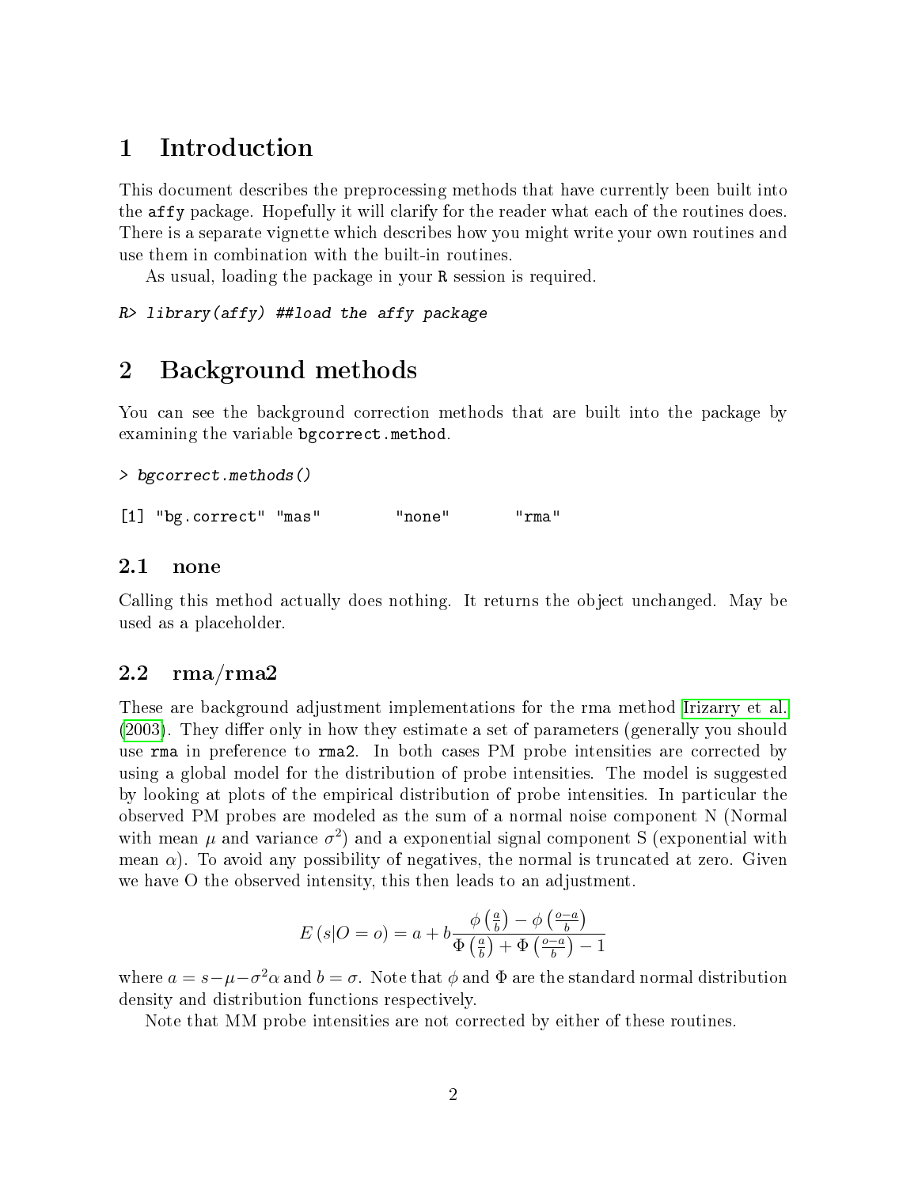# 1 Introduction

This document describes the preprocessing methods that have currently been built into the affy package. Hopefully it will clarify for the reader what each of the routines does. There is a separate vignette which describes how you might write your own routines and use them in combination with the built-in routines.

As usual, loading the package in your R session is required.

```
R> library(affy) ##load the affy package
```

# 2 Background methods

You can see the background correction methods that are built into the package by examining the variable bgcorrect.method.

```
> bgcorrect.methods()

[1] "bg.correct" "mas"        "none"       "rma"
```

## 2.1 none

Calling this method actually does nothing. It returns the object unchanged. May be used as a placeholder.

## 2.2 rma/rma2

These are background adjustment implementations for the rma method Irizarry et al. (2003). They differ only in how they estimate a set of parameters (generally you should use rma in preference to rma2. In both cases PM probe intensities are corrected by using a global model for the distribution of probe intensities. The model is suggested by looking at plots of the empirical distribution of probe intensities. In particular the observed PM probes are modeled as the sum of a normal noise component N (Normal with mean $\mu$ and variance $\sigma^2$) and a exponential signal component S (exponential with mean $\alpha$). To avoid any possibility of negatives, the normal is truncated at zero. Given we have O the observed intensity, this then leads to an adjustment.

$$E\left(s|O=o\right) = a + b\frac{\phi\left(\frac{a}{b}\right) - \phi\left(\frac{o-a}{b}\right)}{\Phi\left(\frac{a}{b}\right) + \Phi\left(\frac{o-a}{b}\right) - 1}$$

where $a = s - \mu - \sigma^2\alpha$ and $b = \sigma$. Note that $\phi$ and $\Phi$ are the standard normal distribution density and distribution functions respectively.

Note that MM probe intensities are not corrected by either of these routines.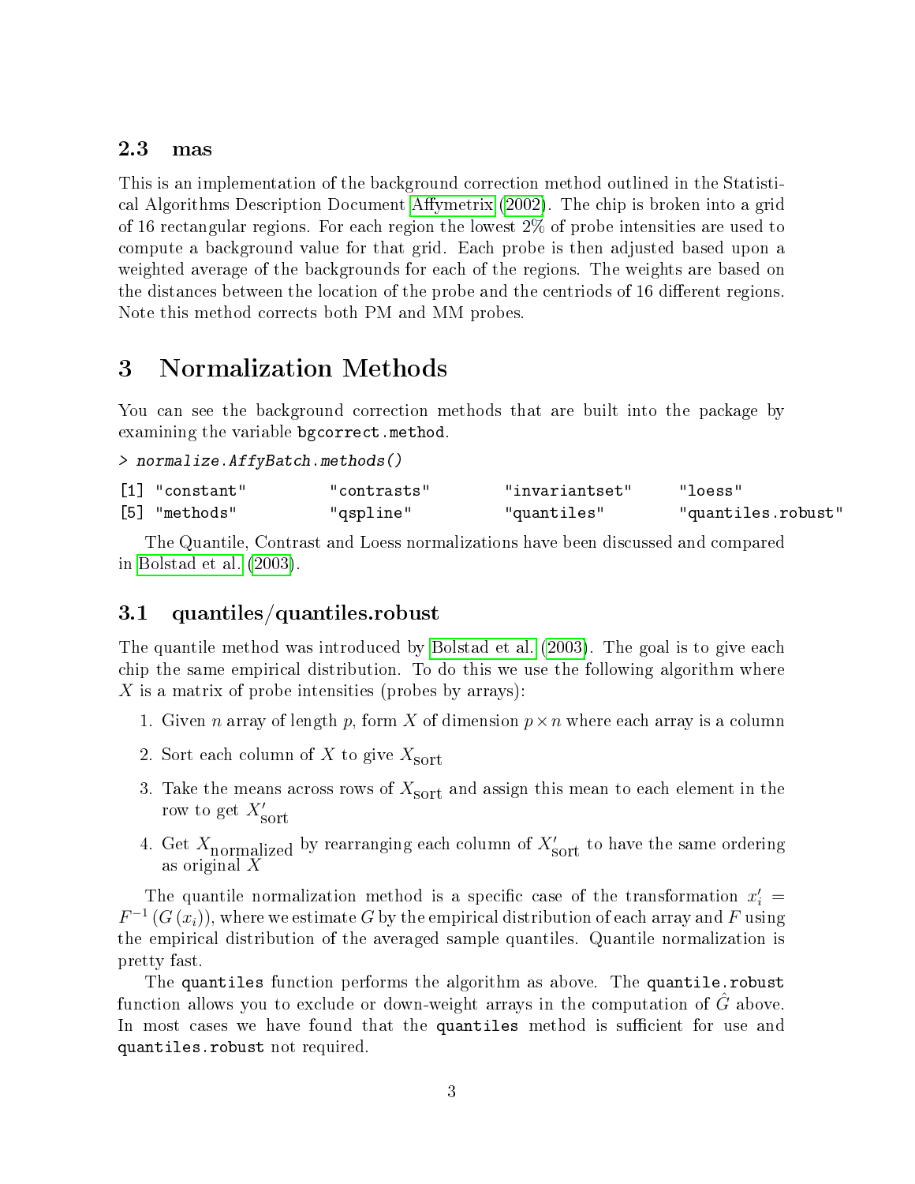### 2.3 mas

This is an implementation of the background correction method outlined in the Statistical Algorithms Description Document Affymetrix (2002). The chip is broken into a grid of 16 rectangular regions. For each region the lowest 2% of probe intensities are used to compute a background value for that grid. Each probe is then adjusted based upon a weighted average of the backgrounds for each of the regions. The weights are based on the distances between the location of the probe and the centriods of 16 different regions. Note this method corrects both PM and MM probes.

## 3 Normalization Methods

You can see the background correction methods that are built into the package by examining the variable `bgcorrect.method`.

```
> normalize.AffyBatch.methods()
[1] "constant"         "contrasts"        "invariantset"     "loess"
[5] "methods"          "qspline"          "quantiles"        "quantiles.robust"
```

The Quantile, Contrast and Loess normalizations have been discussed and compared in Bolstad et al. (2003).

### 3.1 quantiles/quantiles.robust

The quantile method was introduced by Bolstad et al. (2003). The goal is to give each chip the same empirical distribution. To do this we use the following algorithm where $X$ is a matrix of probe intensities (probes by arrays):

1. Given $n$ array of length $p$, form $X$ of dimension $p \times n$ where each array is a column
2. Sort each column of $X$ to give $X_{\text{sort}}$
3. Take the means across rows of $X_{\text{sort}}$ and assign this mean to each element in the row to get $X'_{\text{sort}}$
4. Get $X_{\text{normalized}}$ by rearranging each column of $X'_{\text{sort}}$ to have the same ordering as original $X$

The quantile normalization method is a specific case of the transformation $x'_i = F^{-1}(G(x_i))$, where we estimate $G$ by the empirical distribution of each array and $F$ using the empirical distribution of the averaged sample quantiles. Quantile normalization is pretty fast.

The `quantiles` function performs the algorithm as above. The `quantile.robust` function allows you to exclude or down-weight arrays in the computation of $\hat{G}$ above. In most cases we have found that the `quantiles` method is sufficient for use and `quantiles.robust` not required.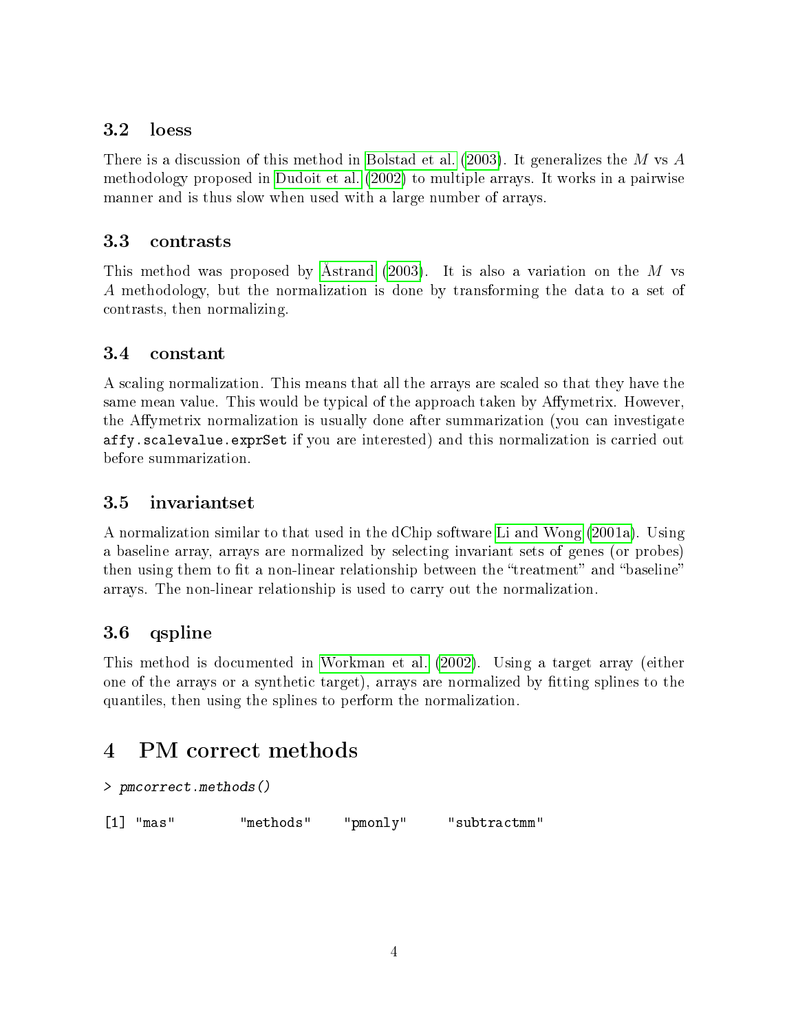### 3.2 loess

There is a discussion of this method in Bolstad et al. (2003). It generalizes the $M$ vs $A$ methodology proposed in Dudoit et al. (2002) to multiple arrays. It works in a pairwise manner and is thus slow when used with a large number of arrays.

### 3.3 contrasts

This method was proposed by Åstrand (2003). It is also a variation on the $M$ vs $A$ methodology, but the normalization is done by transforming the data to a set of contrasts, then normalizing.

### 3.4 constant

A scaling normalization. This means that all the arrays are scaled so that they have the same mean value. This would be typical of the approach taken by Affymetrix. However, the Affymetrix normalization is usually done after summarization (you can investigate `affy.scalevalue.exprSet` if you are interested) and this normalization is carried out before summarization.

### 3.5 invariantset

A normalization similar to that used in the dChip software Li and Wong (2001a). Using a baseline array, arrays are normalized by selecting invariant sets of genes (or probes) then using them to fit a non-linear relationship between the "treatment" and "baseline" arrays. The non-linear relationship is used to carry out the normalization.

### 3.6 qspline

This method is documented in Workman et al. (2002). Using a target array (either one of the arrays or a synthetic target), arrays are normalized by fitting splines to the quantiles, then using the splines to perform the normalization.

## 4 PM correct methods

```
> pmcorrect.methods()

[1] "mas"        "methods"    "pmonly"     "subtractmm"
```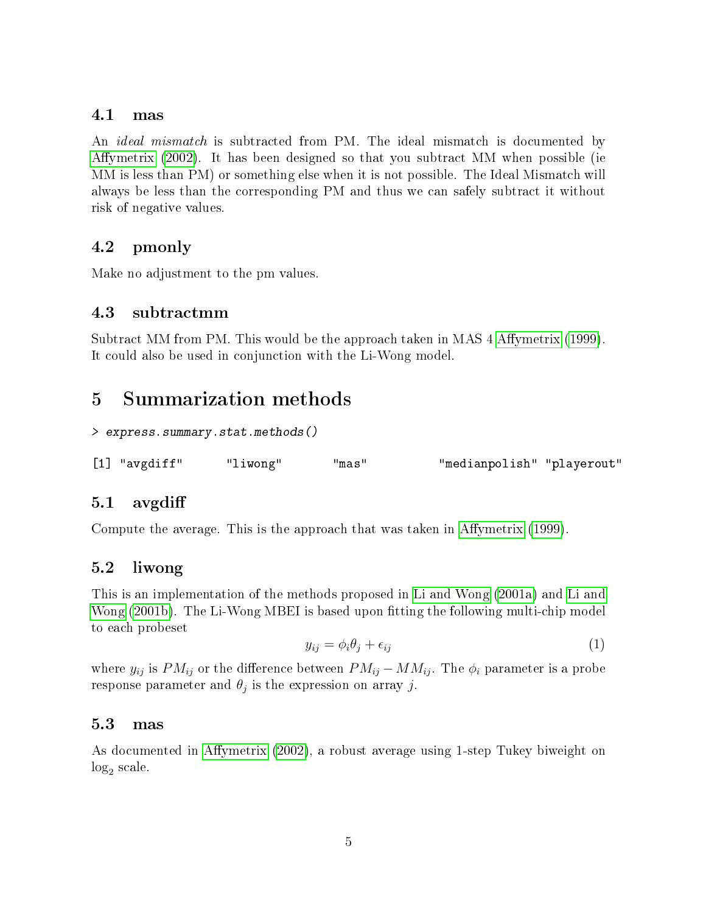### 4.1 mas

An *ideal mismatch* is subtracted from PM. The ideal mismatch is documented by Affymetrix (2002). It has been designed so that you subtract MM when possible (ie MM is less than PM) or something else when it is not possible. The Ideal Mismatch will always be less than the corresponding PM and thus we can safely subtract it without risk of negative values.

### 4.2 pmonly

Make no adjustment to the pm values.

### 4.3 subtractmm

Subtract MM from PM. This would be the approach taken in MAS 4 Affymetrix (1999). It could also be used in conjunction with the Li-Wong model.

## 5 Summarization methods

```
> express.summary.stat.methods()
```

```
[1] "avgdiff"      "liwong"       "mas"          "medianpolish" "playerout"
```

### 5.1 avgdiff

Compute the average. This is the approach that was taken in Affymetrix (1999).

### 5.2 liwong

This is an implementation of the methods proposed in Li and Wong (2001a) and Li and Wong (2001b). The Li-Wong MBEI is based upon fitting the following multi-chip model to each probeset

$$y_{ij} = \phi_i \theta_j + \epsilon_{ij} \tag{1}$$

where $y_{ij}$ is $PM_{ij}$ or the difference between $PM_{ij} - MM_{ij}$. The $\phi_i$ parameter is a probe response parameter and $\theta_j$ is the expression on array $j$.

### 5.3 mas

As documented in Affymetrix (2002), a robust average using 1-step Tukey biweight on $\log_2$ scale.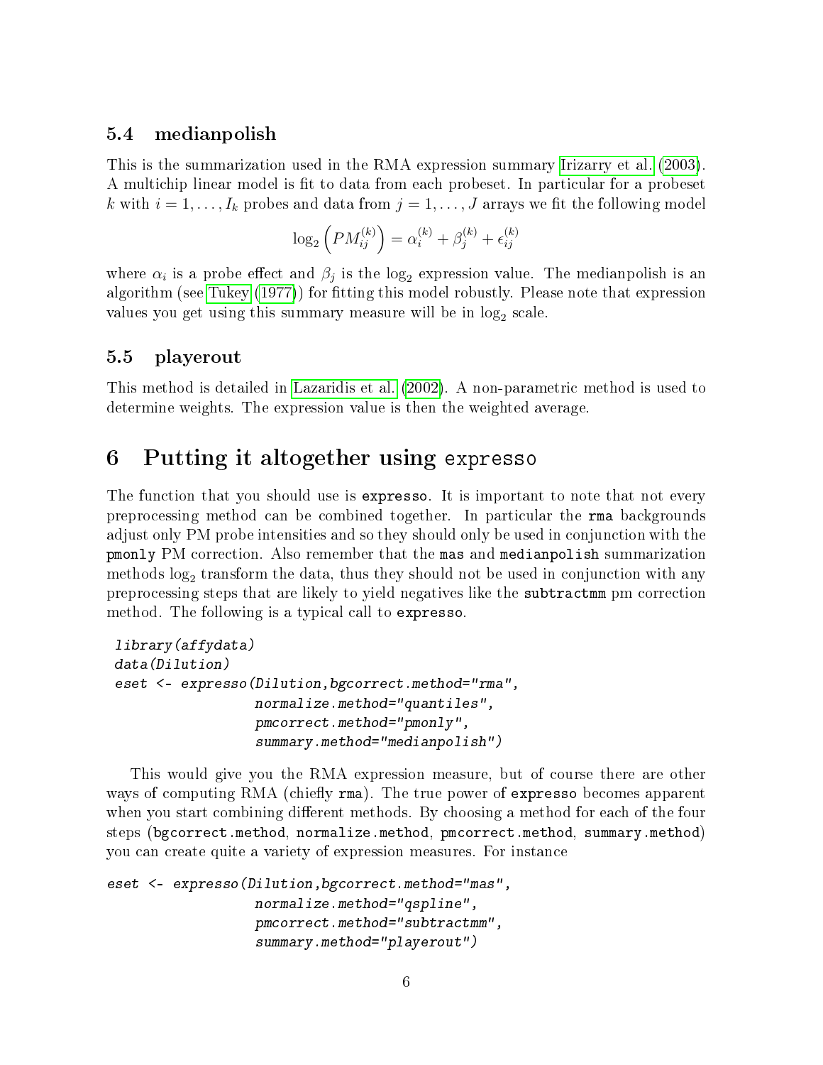### 5.4 medianpolish

This is the summarization used in the RMA expression summary Irizarry et al. (2003). A multichip linear model is fit to data from each probeset. In particular for a probeset $k$ with $i = 1, \ldots, I_k$ probes and data from $j = 1, \ldots, J$ arrays we fit the following model

$$\log_2 \left( PM_{ij}^{(k)} \right) = \alpha_i^{(k)} + \beta_j^{(k)} + \epsilon_{ij}^{(k)}$$

where $\alpha_i$ is a probe effect and $\beta_j$ is the $\log_2$ expression value. The medianpolish is an algorithm (see Tukey (1977)) for fitting this model robustly. Please note that expression values you get using this summary measure will be in $\log_2$ scale.

### 5.5 playerout

This method is detailed in Lazaridis et al. (2002). A non-parametric method is used to determine weights. The expression value is then the weighted average.

## 6 Putting it altogether using expresso

The function that you should use is `expresso`. It is important to note that not every preprocessing method can be combined together. In particular the `rma` backgrounds adjust only PM probe intensities and so they should only be used in conjunction with the `pmonly` PM correction. Also remember that the `mas` and `medianpolish` summarization methods $\log_2$ transform the data, thus they should not be used in conjunction with any preprocessing steps that are likely to yield negatives like the `subtractmm` pm correction method. The following is a typical call to `expresso`.

```
library(affydata)
data(Dilution)
eset <- expresso(Dilution,bgcorrect.method="rma",
                 normalize.method="quantiles",
                 pmcorrect.method="pmonly",
                 summary.method="medianpolish")
```

This would give you the RMA expression measure, but of course there are other ways of computing RMA (chiefly `rma`). The true power of `expresso` becomes apparent when you start combining different methods. By choosing a method for each of the four steps (`bgcorrect.method`, `normalize.method`, `pmcorrect.method`, `summary.method`) you can create quite a variety of expression measures. For instance

```
eset <- expresso(Dilution,bgcorrect.method="mas",
                 normalize.method="qspline",
                 pmcorrect.method="subtractmm",
                 summary.method="playerout")
```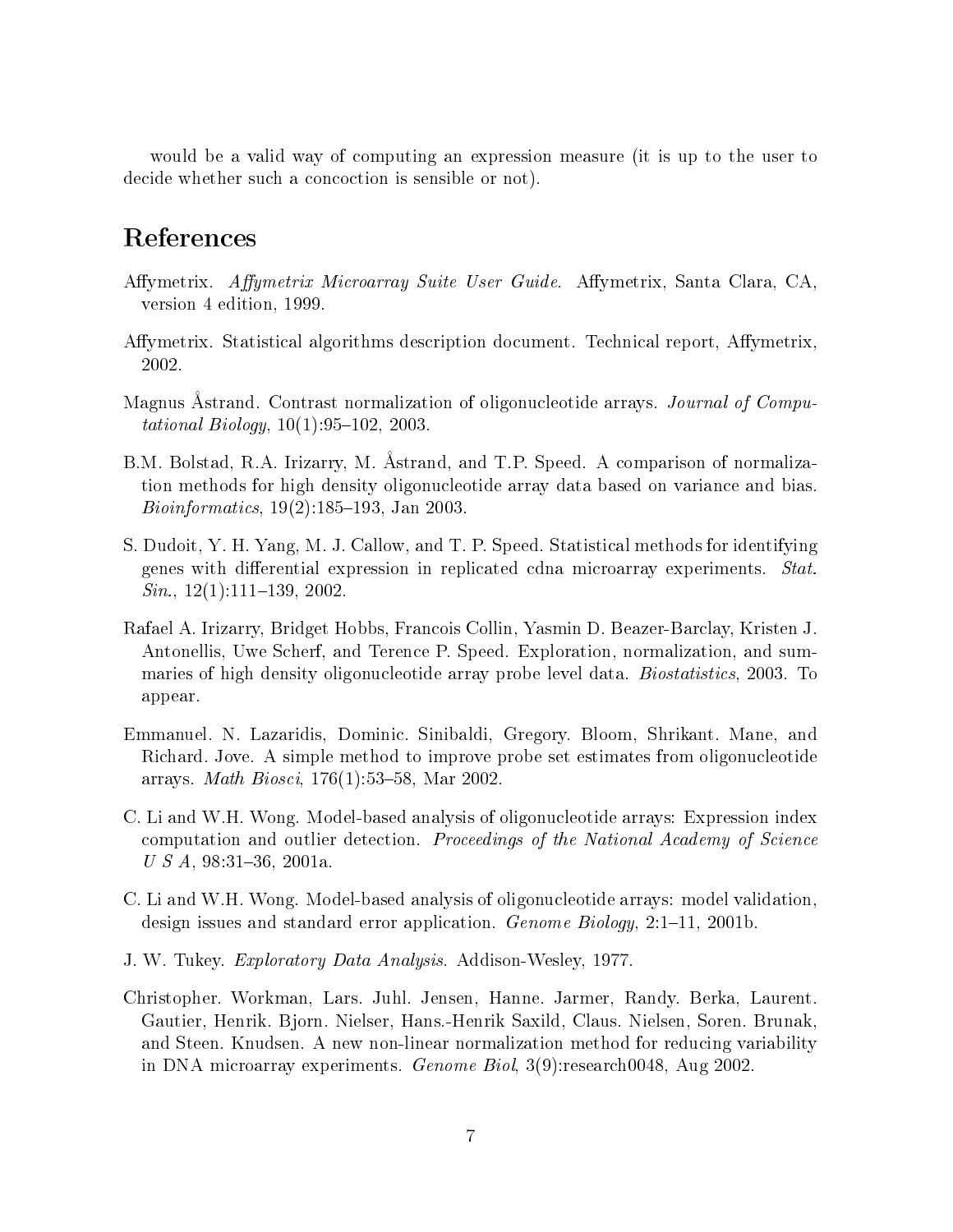would be a valid way of computing an expression measure (it is up to the user to decide whether such a concoction is sensible or not).

# References

Affymetrix. *Affymetrix Microarray Suite User Guide*. Affymetrix, Santa Clara, CA, version 4 edition, 1999.

Affymetrix. Statistical algorithms description document. Technical report, Affymetrix, 2002.

Magnus Åstrand. Contrast normalization of oligonucleotide arrays. *Journal of Computational Biology*, 10(1):95–102, 2003.

B.M. Bolstad, R.A. Irizarry, M. Åstrand, and T.P. Speed. A comparison of normalization methods for high density oligonucleotide array data based on variance and bias. *Bioinformatics*, 19(2):185–193, Jan 2003.

S. Dudoit, Y. H. Yang, M. J. Callow, and T. P. Speed. Statistical methods for identifying genes with differential expression in replicated cdna microarray experiments. *Stat. Sin.*, 12(1):111–139, 2002.

Rafael A. Irizarry, Bridget Hobbs, Francois Collin, Yasmin D. Beazer-Barclay, Kristen J. Antonellis, Uwe Scherf, and Terence P. Speed. Exploration, normalization, and summaries of high density oligonucleotide array probe level data. *Biostatistics*, 2003. To appear.

Emmanuel. N. Lazaridis, Dominic. Sinibaldi, Gregory. Bloom, Shrikant. Mane, and Richard. Jove. A simple method to improve probe set estimates from oligonucleotide arrays. *Math Biosci*, 176(1):53–58, Mar 2002.

C. Li and W.H. Wong. Model-based analysis of oligonucleotide arrays: Expression index computation and outlier detection. *Proceedings of the National Academy of Science U S A*, 98:31–36, 2001a.

C. Li and W.H. Wong. Model-based analysis of oligonucleotide arrays: model validation, design issues and standard error application. *Genome Biology*, 2:1–11, 2001b.

J. W. Tukey. *Exploratory Data Analysis*. Addison-Wesley, 1977.

Christopher. Workman, Lars. Juhl. Jensen, Hanne. Jarmer, Randy. Berka, Laurent. Gautier, Henrik. Bjorn. Nielser, Hans.-Henrik Saxild, Claus. Nielsen, Soren. Brunak, and Steen. Knudsen. A new non-linear normalization method for reducing variability in DNA microarray experiments. *Genome Biol*, 3(9):research0048, Aug 2002.